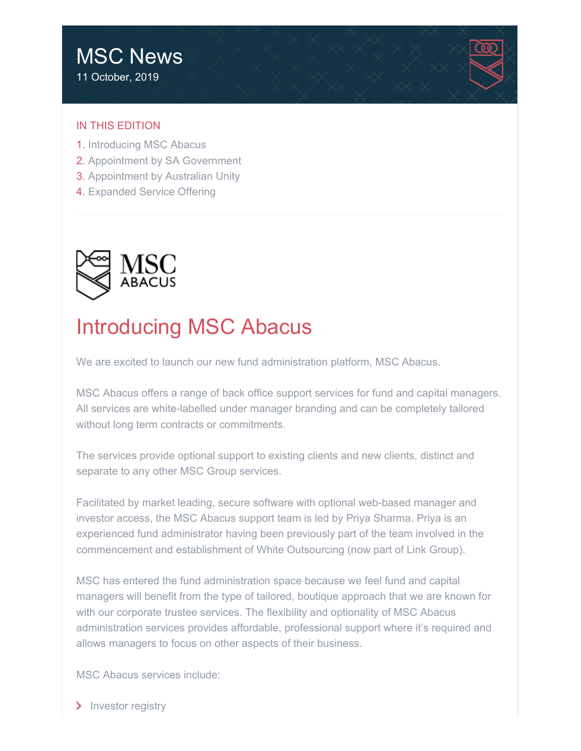# MSC News

11 October, 2019

IN THIS EDITION

1. Introducing MSC Abacus
2. Appointment by SA Government
3. Appointment by Australian Unity
4. Expanded Service Offering

---

MSC ABACUS

## Introducing MSC Abacus

We are excited to launch our new fund administration platform, MSC Abacus.

MSC Abacus offers a range of back office support services for fund and capital managers. All services are white-labelled under manager branding and can be completely tailored without long term contracts or commitments.

The services provide optional support to existing clients and new clients, distinct and separate to any other MSC Group services.

Facilitated by market leading, secure software with optional web-based manager and investor access, the MSC Abacus support team is led by Priya Sharma. Priya is an experienced fund administrator having been previously part of the team involved in the commencement and establishment of White Outsourcing (now part of Link Group).

MSC has entered the fund administration space because we feel fund and capital managers will benefit from the type of tailored, boutique approach that we are known for with our corporate trustee services. The flexibility and optionality of MSC Abacus administration services provides affordable, professional support where it's required and allows managers to focus on other aspects of their business.

MSC Abacus services include:

- Investor registry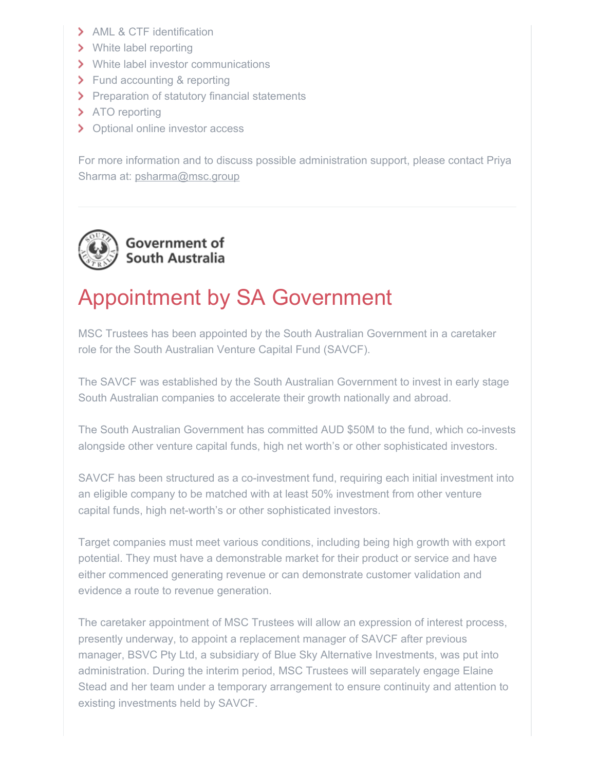- AML & CTF identification
- White label reporting
- White label investor communications
- Fund accounting & reporting
- Preparation of statutory financial statements
- ATO reporting
- Optional online investor access

For more information and to discuss possible administration support, please contact Priya Sharma at: psharma@msc.group

---

Government of South Australia

# Appointment by SA Government

MSC Trustees has been appointed by the South Australian Government in a caretaker role for the South Australian Venture Capital Fund (SAVCF).

The SAVCF was established by the South Australian Government to invest in early stage South Australian companies to accelerate their growth nationally and abroad.

The South Australian Government has committed AUD $50M to the fund, which co-invests alongside other venture capital funds, high net worth's or other sophisticated investors.

SAVCF has been structured as a co-investment fund, requiring each initial investment into an eligible company to be matched with at least 50% investment from other venture capital funds, high net-worth's or other sophisticated investors.

Target companies must meet various conditions, including being high growth with export potential. They must have a demonstrable market for their product or service and have either commenced generating revenue or can demonstrate customer validation and evidence a route to revenue generation.

The caretaker appointment of MSC Trustees will allow an expression of interest process, presently underway, to appoint a replacement manager of SAVCF after previous manager, BSVC Pty Ltd, a subsidiary of Blue Sky Alternative Investments, was put into administration. During the interim period, MSC Trustees will separately engage Elaine Stead and her team under a temporary arrangement to ensure continuity and attention to existing investments held by SAVCF.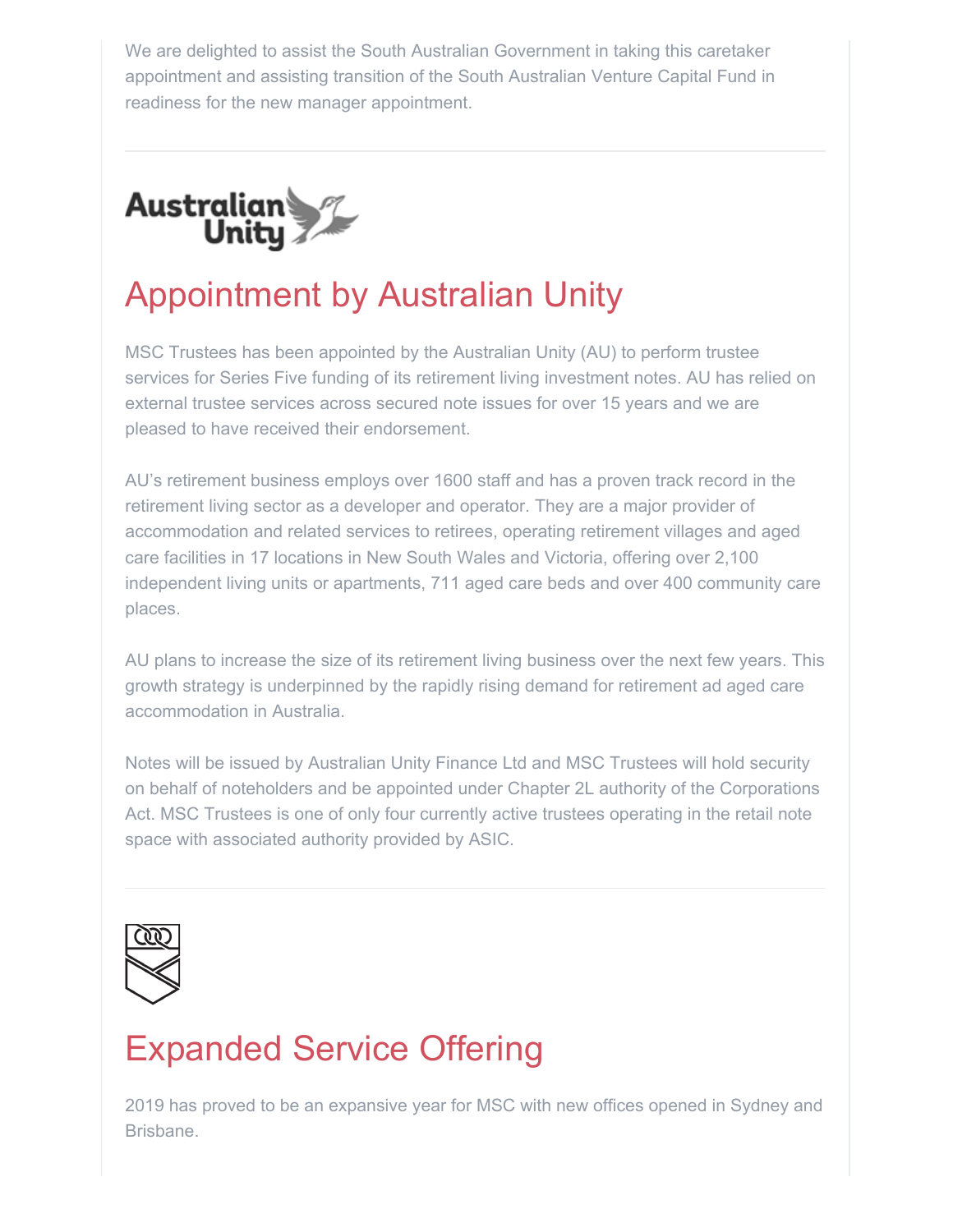We are delighted to assist the South Australian Government in taking this caretaker appointment and assisting transition of the South Australian Venture Capital Fund in readiness for the new manager appointment.

---

# Appointment by Australian Unity

MSC Trustees has been appointed by the Australian Unity (AU) to perform trustee services for Series Five funding of its retirement living investment notes. AU has relied on external trustee services across secured note issues for over 15 years and we are pleased to have received their endorsement.

AU's retirement business employs over 1600 staff and has a proven track record in the retirement living sector as a developer and operator. They are a major provider of accommodation and related services to retirees, operating retirement villages and aged care facilities in 17 locations in New South Wales and Victoria, offering over 2,100 independent living units or apartments, 711 aged care beds and over 400 community care places.

AU plans to increase the size of its retirement living business over the next few years. This growth strategy is underpinned by the rapidly rising demand for retirement ad aged care accommodation in Australia.

Notes will be issued by Australian Unity Finance Ltd and MSC Trustees will hold security on behalf of noteholders and be appointed under Chapter 2L authority of the Corporations Act. MSC Trustees is one of only four currently active trustees operating in the retail note space with associated authority provided by ASIC.

---

# Expanded Service Offering

2019 has proved to be an expansive year for MSC with new offices opened in Sydney and Brisbane.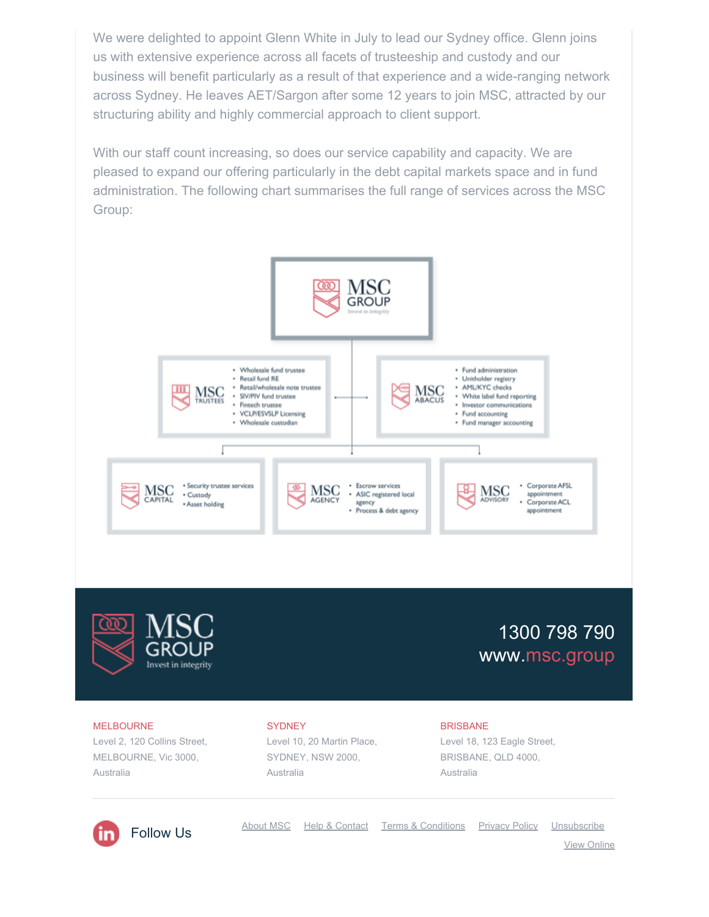We were delighted to appoint Glenn White in July to lead our Sydney office. Glenn joins us with extensive experience across all facets of trusteeship and custody and our business will benefit particularly as a result of that experience and a wide-ranging network across Sydney. He leaves AET/Sargon after some 12 years to join MSC, attracted by our structuring ability and highly commercial approach to client support.

With our staff count increasing, so does our service capability and capacity. We are pleased to expand our offering particularly in the debt capital markets space and in fund administration. The following chart summarises the full range of services across the MSC Group:

MSC GROUP
Invest in integrity

MSC TRUSTEES
- Wholesale fund trustee
- Retail fund RE
- Retail/wholesale note trustee
- SIV/PIV fund trustee
- Fintech trustee
- VCLP/ESVCLP Licensing
- Wholesale custodian

MSC ABACUS
- Fund administration
- Unitholder registry
- AML/KYC checks
- White label fund reporting
- Investor communications
- Fund accounting
- Fund manager accounting

MSC CAPITAL
- Security trustee services
- Custody
- Asset holding

MSC AGENCY
- Escrow services
- ASIC registered local agency
- Process & debt agency

MSC ADVISORY
- Corporate AFSL appointment
- Corporate ACL appointment

MSC GROUP
Invest in integrity

1300 798 790
www.msc.group

MELBOURNE
Level 2, 120 Collins Street,
MELBOURNE, Vic 3000,
Australia

SYDNEY
Level 10, 20 Martin Place,
SYDNEY, NSW 2000,
Australia

BRISBANE
Level 18, 123 Eagle Street,
BRISBANE, QLD 4000,
Australia

Follow Us

About MSC | Help & Contact | Terms & Conditions | Privacy Policy | Unsubscribe | View Online